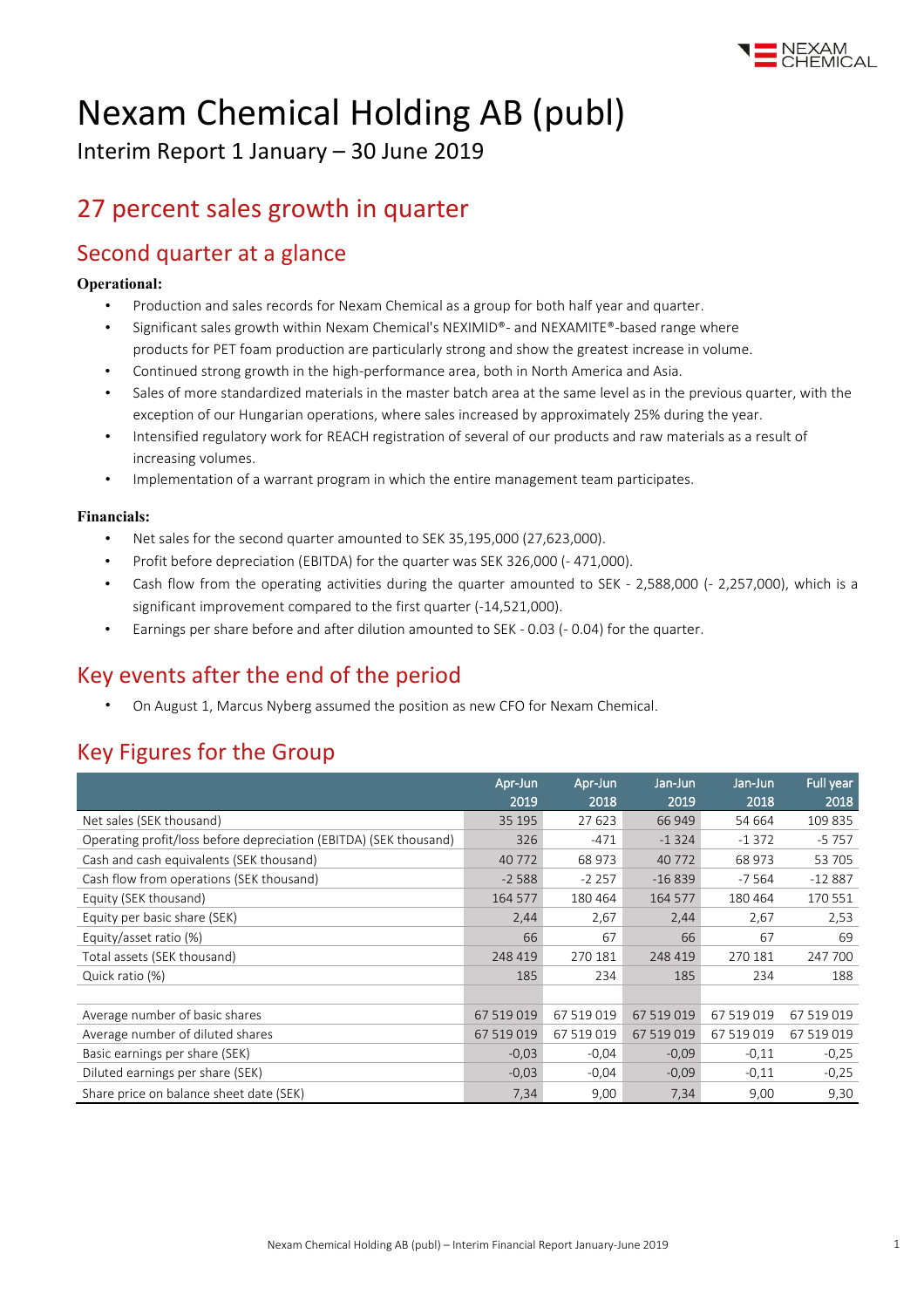# Nexam Chemical Holding AB (publ)

Interim Report 1 January – 30 June 2019

## 27 percent sales growth in quarter

## Second quarter at a glance

**Operational:**

- Production and sales records for Nexam Chemical as a group for both half year and quarter.
- Significant sales growth within Nexam Chemical's NEXIMID®- and NEXAMITE®-based range where products for PET foam production are particularly strong and show the greatest increase in volume.
- Continued strong growth in the high-performance area, both in North America and Asia.
- Sales of more standardized materials in the master batch area at the same level as in the previous quarter, with the exception of our Hungarian operations, where sales increased by approximately 25% during the year.
- Intensified regulatory work for REACH registration of several of our products and raw materials as a result of increasing volumes.
- Implementation of a warrant program in which the entire management team participates.

**Financials:**

- Net sales for the second quarter amounted to SEK 35,195,000 (27,623,000).
- Profit before depreciation (EBITDA) for the quarter was SEK 326,000 (- 471,000).
- Cash flow from the operating activities during the quarter amounted to SEK - 2,588,000 (- 2,257,000), which is a significant improvement compared to the first quarter (-14,521,000).
- Earnings per share before and after dilution amounted to SEK - 0.03 (- 0.04) for the quarter.

## Key events after the end of the period

- On August 1, Marcus Nyberg assumed the position as new CFO for Nexam Chemical.

## Key Figures for the Group

| | Apr-Jun 2019 | Apr-Jun 2018 | Jan-Jun 2019 | Jan-Jun 2018 | Full year 2018 |
|---|---|---|---|---|---|
| Net sales (SEK thousand) | 35 195 | 27 623 | 66 949 | 54 664 | 109 835 |
| Operating profit/loss before depreciation (EBITDA) (SEK thousand) | 326 | -471 | -1 324 | -1 372 | -5 757 |
| Cash and cash equivalents (SEK thousand) | 40 772 | 68 973 | 40 772 | 68 973 | 53 705 |
| Cash flow from operations (SEK thousand) | -2 588 | -2 257 | -16 839 | -7 564 | -12 887 |
| Equity (SEK thousand) | 164 577 | 180 464 | 164 577 | 180 464 | 170 551 |
| Equity per basic share (SEK) | 2,44 | 2,67 | 2,44 | 2,67 | 2,53 |
| Equity/asset ratio (%) | 66 | 67 | 66 | 67 | 69 |
| Total assets (SEK thousand) | 248 419 | 270 181 | 248 419 | 270 181 | 247 700 |
| Quick ratio (%) | 185 | 234 | 185 | 234 | 188 |
| | | | | | |
| Average number of basic shares | 67 519 019 | 67 519 019 | 67 519 019 | 67 519 019 | 67 519 019 |
| Average number of diluted shares | 67 519 019 | 67 519 019 | 67 519 019 | 67 519 019 | 67 519 019 |
| Basic earnings per share (SEK) | -0,03 | -0,04 | -0,09 | -0,11 | -0,25 |
| Diluted earnings per share (SEK) | -0,03 | -0,04 | -0,09 | -0,11 | -0,25 |
| Share price on balance sheet date (SEK) | 7,34 | 9,00 | 7,34 | 9,00 | 9,30 |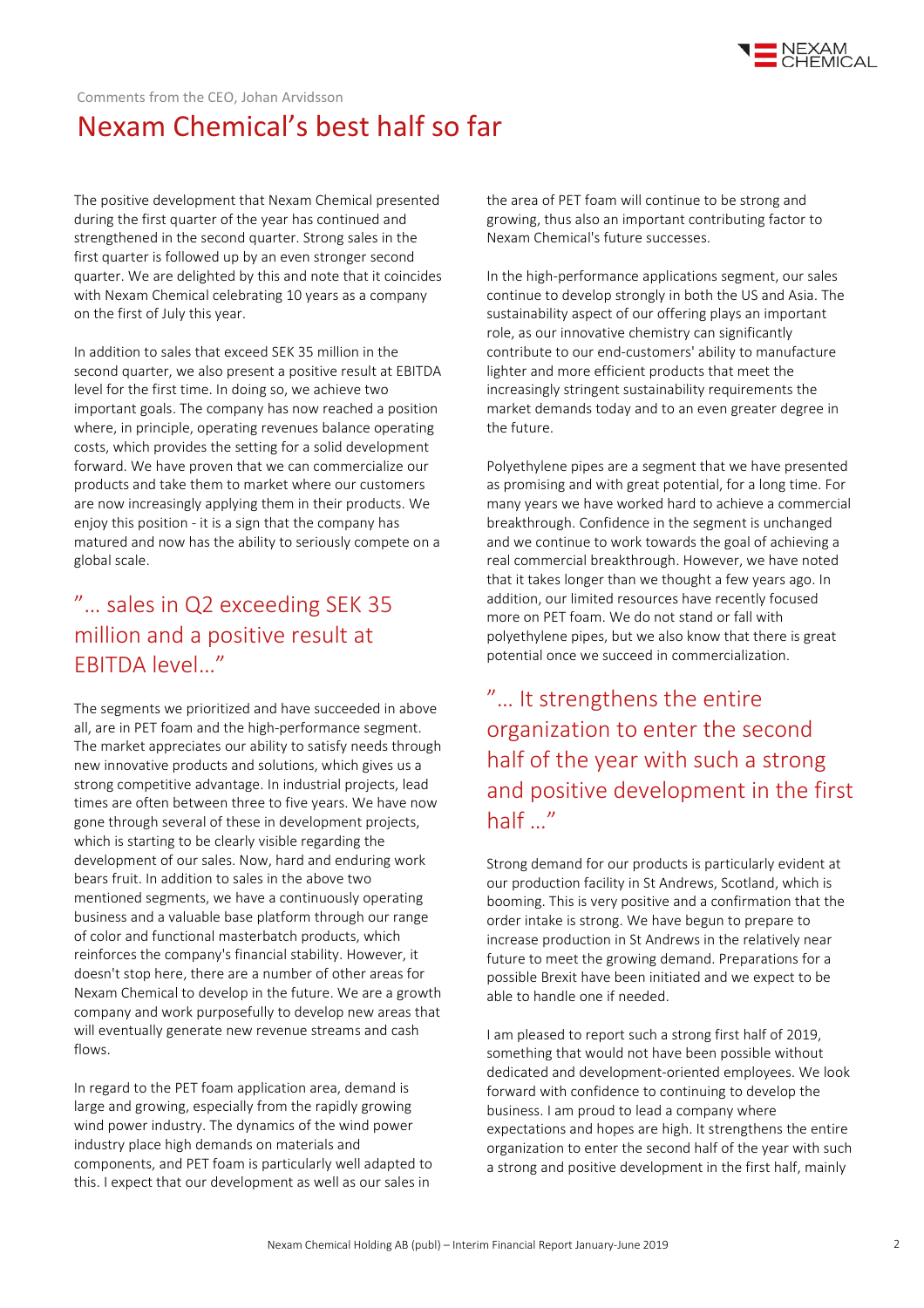Comments from the CEO, Johan Arvidsson

# Nexam Chemical's best half so far

The positive development that Nexam Chemical presented during the first quarter of the year has continued and strengthened in the second quarter. Strong sales in the first quarter is followed up by an even stronger second quarter. We are delighted by this and note that it coincides with Nexam Chemical celebrating 10 years as a company on the first of July this year.

In addition to sales that exceed SEK 35 million in the second quarter, we also present a positive result at EBITDA level for the first time. In doing so, we achieve two important goals. The company has now reached a position where, in principle, operating revenues balance operating costs, which provides the setting for a solid development forward. We have proven that we can commercialize our products and take them to market where our customers are now increasingly applying them in their products. We enjoy this position - it is a sign that the company has matured and now has the ability to seriously compete on a global scale.

> ”… sales in Q2 exceeding SEK 35 million and a positive result at EBITDA level…”

The segments we prioritized and have succeeded in above all, are in PET foam and the high-performance segment. The market appreciates our ability to satisfy needs through new innovative products and solutions, which gives us a strong competitive advantage. In industrial projects, lead times are often between three to five years. We have now gone through several of these in development projects, which is starting to be clearly visible regarding the development of our sales. Now, hard and enduring work bears fruit. In addition to sales in the above two mentioned segments, we have a continuously operating business and a valuable base platform through our range of color and functional masterbatch products, which reinforces the company's financial stability. However, it doesn't stop here, there are a number of other areas for Nexam Chemical to develop in the future. We are a growth company and work purposefully to develop new areas that will eventually generate new revenue streams and cash flows.

In regard to the PET foam application area, demand is large and growing, especially from the rapidly growing wind power industry. The dynamics of the wind power industry place high demands on materials and components, and PET foam is particularly well adapted to this. I expect that our development as well as our sales in the area of PET foam will continue to be strong and growing, thus also an important contributing factor to Nexam Chemical's future successes.

In the high-performance applications segment, our sales continue to develop strongly in both the US and Asia. The sustainability aspect of our offering plays an important role, as our innovative chemistry can significantly contribute to our end-customers' ability to manufacture lighter and more efficient products that meet the increasingly stringent sustainability requirements the market demands today and to an even greater degree in the future.

Polyethylene pipes are a segment that we have presented as promising and with great potential, for a long time. For many years we have worked hard to achieve a commercial breakthrough. Confidence in the segment is unchanged and we continue to work towards the goal of achieving a real commercial breakthrough. However, we have noted that it takes longer than we thought a few years ago. In addition, our limited resources have recently focused more on PET foam. We do not stand or fall with polyethylene pipes, but we also know that there is great potential once we succeed in commercialization.

> ”… It strengthens the entire organization to enter the second half of the year with such a strong and positive development in the first half …”

Strong demand for our products is particularly evident at our production facility in St Andrews, Scotland, which is booming. This is very positive and a confirmation that the order intake is strong. We have begun to prepare to increase production in St Andrews in the relatively near future to meet the growing demand. Preparations for a possible Brexit have been initiated and we expect to be able to handle one if needed.

I am pleased to report such a strong first half of 2019, something that would not have been possible without dedicated and development-oriented employees. We look forward with confidence to continuing to develop the business. I am proud to lead a company where expectations and hopes are high. It strengthens the entire organization to enter the second half of the year with such a strong and positive development in the first half, mainly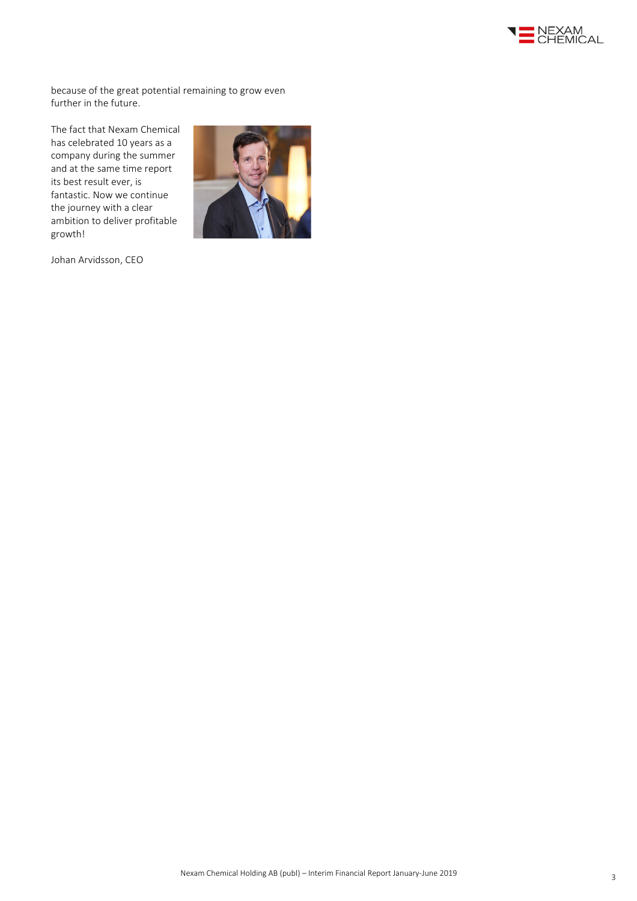because of the great potential remaining to grow even further in the future.

The fact that Nexam Chemical has celebrated 10 years as a company during the summer and at the same time report its best result ever, is fantastic. Now we continue the journey with a clear ambition to deliver profitable growth!

Johan Arvidsson, CEO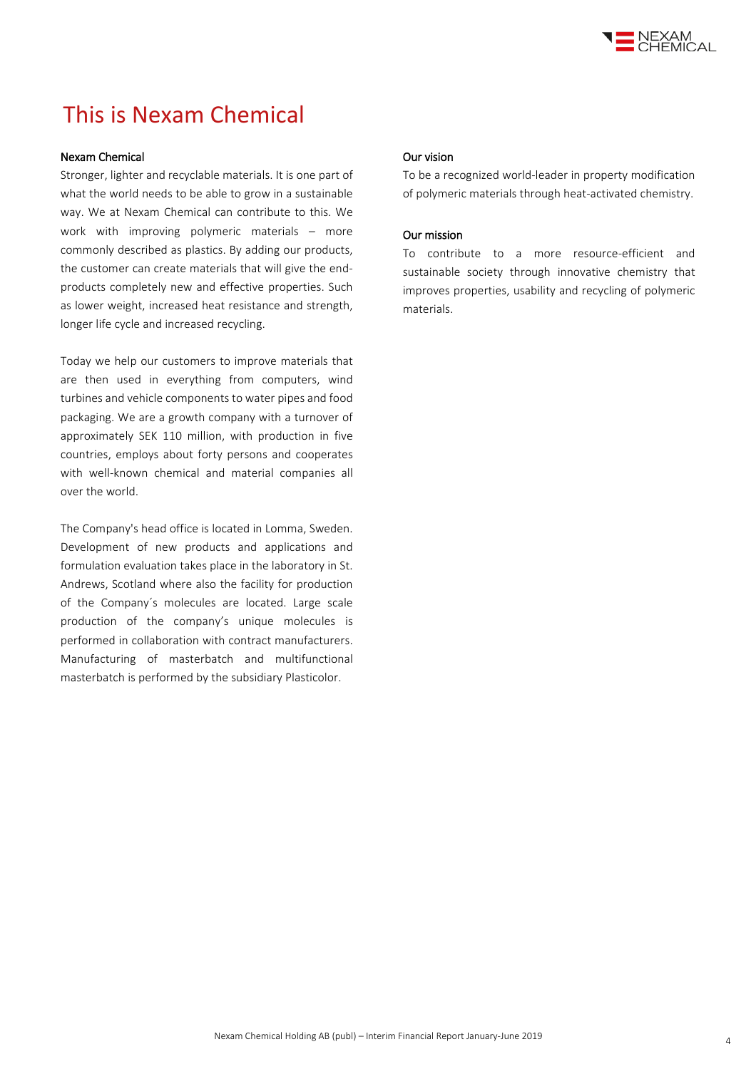# This is Nexam Chemical

### Nexam Chemical

Stronger, lighter and recyclable materials. It is one part of what the world needs to be able to grow in a sustainable way. We at Nexam Chemical can contribute to this. We work with improving polymeric materials – more commonly described as plastics. By adding our products, the customer can create materials that will give the end-products completely new and effective properties. Such as lower weight, increased heat resistance and strength, longer life cycle and increased recycling.

Today we help our customers to improve materials that are then used in everything from computers, wind turbines and vehicle components to water pipes and food packaging. We are a growth company with a turnover of approximately SEK 110 million, with production in five countries, employs about forty persons and cooperates with well-known chemical and material companies all over the world.

The Company's head office is located in Lomma, Sweden. Development of new products and applications and formulation evaluation takes place in the laboratory in St. Andrews, Scotland where also the facility for production of the Company´s molecules are located. Large scale production of the company's unique molecules is performed in collaboration with contract manufacturers. Manufacturing of masterbatch and multifunctional masterbatch is performed by the subsidiary Plasticolor.

### Our vision

To be a recognized world-leader in property modification of polymeric materials through heat-activated chemistry.

### Our mission

To contribute to a more resource-efficient and sustainable society through innovative chemistry that improves properties, usability and recycling of polymeric materials.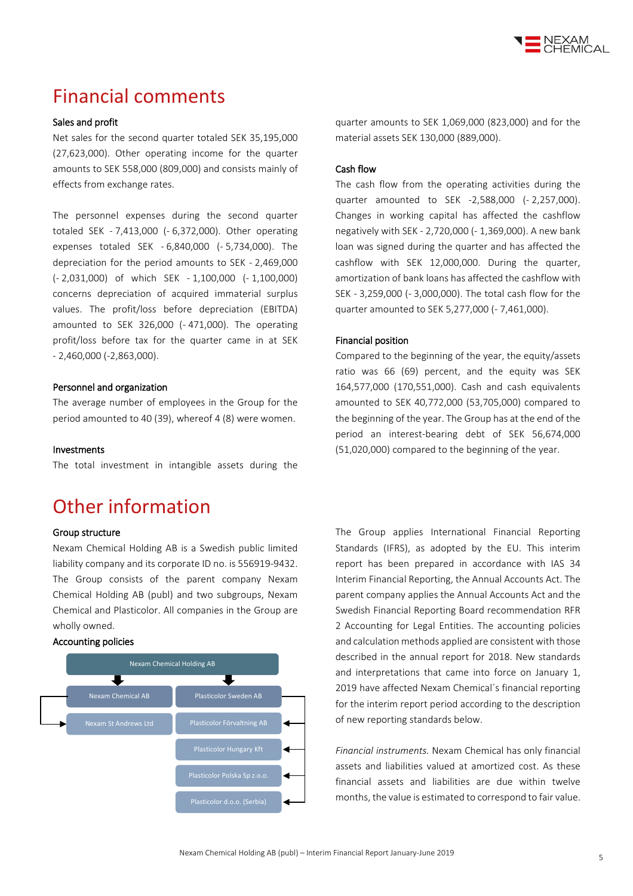# Financial comments

### Sales and profit

Net sales for the second quarter totaled SEK 35,195,000 (27,623,000). Other operating income for the quarter amounts to SEK 558,000 (809,000) and consists mainly of effects from exchange rates.

The personnel expenses during the second quarter totaled SEK - 7,413,000 (- 6,372,000). Other operating expenses totaled SEK - 6,840,000 (- 5,734,000). The depreciation for the period amounts to SEK - 2,469,000 (- 2,031,000) of which SEK - 1,100,000 (- 1,100,000) concerns depreciation of acquired immaterial surplus values. The profit/loss before depreciation (EBITDA) amounted to SEK 326,000 (- 471,000). The operating profit/loss before tax for the quarter came in at SEK - 2,460,000 (-2,863,000).

### Personnel and organization

The average number of employees in the Group for the period amounted to 40 (39), whereof 4 (8) were women.

### Investments

The total investment in intangible assets during the quarter amounts to SEK 1,069,000 (823,000) and for the material assets SEK 130,000 (889,000).

### Cash flow

The cash flow from the operating activities during the quarter amounted to SEK -2,588,000 (- 2,257,000). Changes in working capital has affected the cashflow negatively with SEK - 2,720,000 (- 1,369,000). A new bank loan was signed during the quarter and has affected the cashflow with SEK 12,000,000. During the quarter, amortization of bank loans has affected the cashflow with SEK - 3,259,000 (- 3,000,000). The total cash flow for the quarter amounted to SEK 5,277,000 (- 7,461,000).

### Financial position

Compared to the beginning of the year, the equity/assets ratio was 66 (69) percent, and the equity was SEK 164,577,000 (170,551,000). Cash and cash equivalents amounted to SEK 40,772,000 (53,705,000) compared to the beginning of the year. The Group has at the end of the period an interest-bearing debt of SEK 56,674,000 (51,020,000) compared to the beginning of the year.

# Other information

### Group structure

Nexam Chemical Holding AB is a Swedish public limited liability company and its corporate ID no. is 556919-9432. The Group consists of the parent company Nexam Chemical Holding AB (publ) and two subgroups, Nexam Chemical and Plasticolor. All companies in the Group are wholly owned.

### Accounting policies

- Nexam Chemical Holding AB
  - Nexam Chemical AB
    - Nexam St Andrews Ltd
  - Plasticolor Sweden AB
    - Plasticolor Förvaltning AB
    - Plasticolor Hungary Kft
    - Plasticolor Polska Sp z.o.o.
    - Plasticolor d.o.o. (Serbia)

The Group applies International Financial Reporting Standards (IFRS), as adopted by the EU. This interim report has been prepared in accordance with IAS 34 Interim Financial Reporting, the Annual Accounts Act. The parent company applies the Annual Accounts Act and the Swedish Financial Reporting Board recommendation RFR 2 Accounting for Legal Entities. The accounting policies and calculation methods applied are consistent with those described in the annual report for 2018. New standards and interpretations that came into force on January 1, 2019 have affected Nexam Chemical´s financial reporting for the interim report period according to the description of new reporting standards below.

*Financial instruments.* Nexam Chemical has only financial assets and liabilities valued at amortized cost. As these financial assets and liabilities are due within twelve months, the value is estimated to correspond to fair value.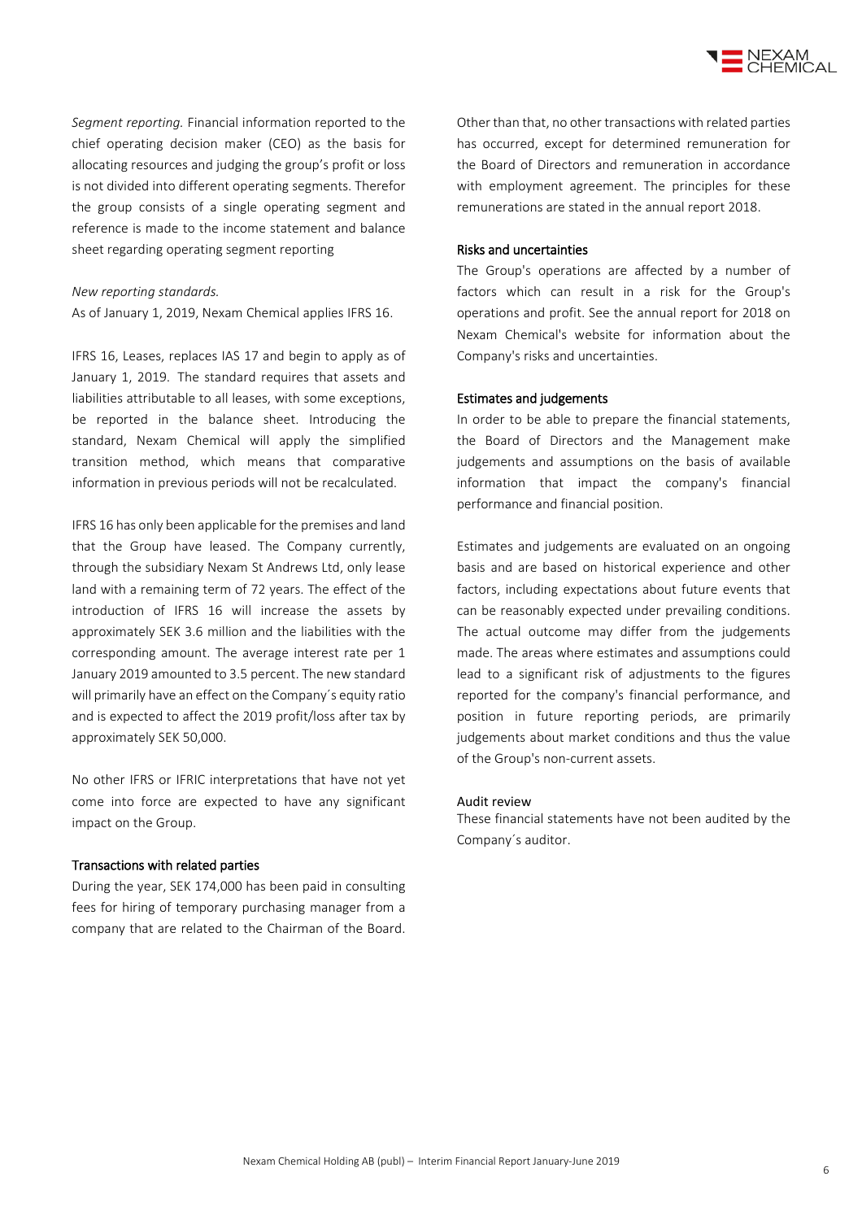*Segment reporting.* Financial information reported to the chief operating decision maker (CEO) as the basis for allocating resources and judging the group's profit or loss is not divided into different operating segments. Therefor the group consists of a single operating segment and reference is made to the income statement and balance sheet regarding operating segment reporting

*New reporting standards.*
As of January 1, 2019, Nexam Chemical applies IFRS 16.

IFRS 16, Leases, replaces IAS 17 and begin to apply as of January 1, 2019. The standard requires that assets and liabilities attributable to all leases, with some exceptions, be reported in the balance sheet. Introducing the standard, Nexam Chemical will apply the simplified transition method, which means that comparative information in previous periods will not be recalculated.

IFRS 16 has only been applicable for the premises and land that the Group have leased. The Company currently, through the subsidiary Nexam St Andrews Ltd, only lease land with a remaining term of 72 years. The effect of the introduction of IFRS 16 will increase the assets by approximately SEK 3.6 million and the liabilities with the corresponding amount. The average interest rate per 1 January 2019 amounted to 3.5 percent. The new standard will primarily have an effect on the Company´s equity ratio and is expected to affect the 2019 profit/loss after tax by approximately SEK 50,000.

No other IFRS or IFRIC interpretations that have not yet come into force are expected to have any significant impact on the Group.

### Transactions with related parties

During the year, SEK 174,000 has been paid in consulting fees for hiring of temporary purchasing manager from a company that are related to the Chairman of the Board. Other than that, no other transactions with related parties has occurred, except for determined remuneration for the Board of Directors and remuneration in accordance with employment agreement. The principles for these remunerations are stated in the annual report 2018.

### Risks and uncertainties

The Group's operations are affected by a number of factors which can result in a risk for the Group's operations and profit. See the annual report for 2018 on Nexam Chemical's website for information about the Company's risks and uncertainties.

### Estimates and judgements

In order to be able to prepare the financial statements, the Board of Directors and the Management make judgements and assumptions on the basis of available information that impact the company's financial performance and financial position.

Estimates and judgements are evaluated on an ongoing basis and are based on historical experience and other factors, including expectations about future events that can be reasonably expected under prevailing conditions. The actual outcome may differ from the judgements made. The areas where estimates and assumptions could lead to a significant risk of adjustments to the figures reported for the company's financial performance, and position in future reporting periods, are primarily judgements about market conditions and thus the value of the Group's non-current assets.

### Audit review

These financial statements have not been audited by the Company´s auditor.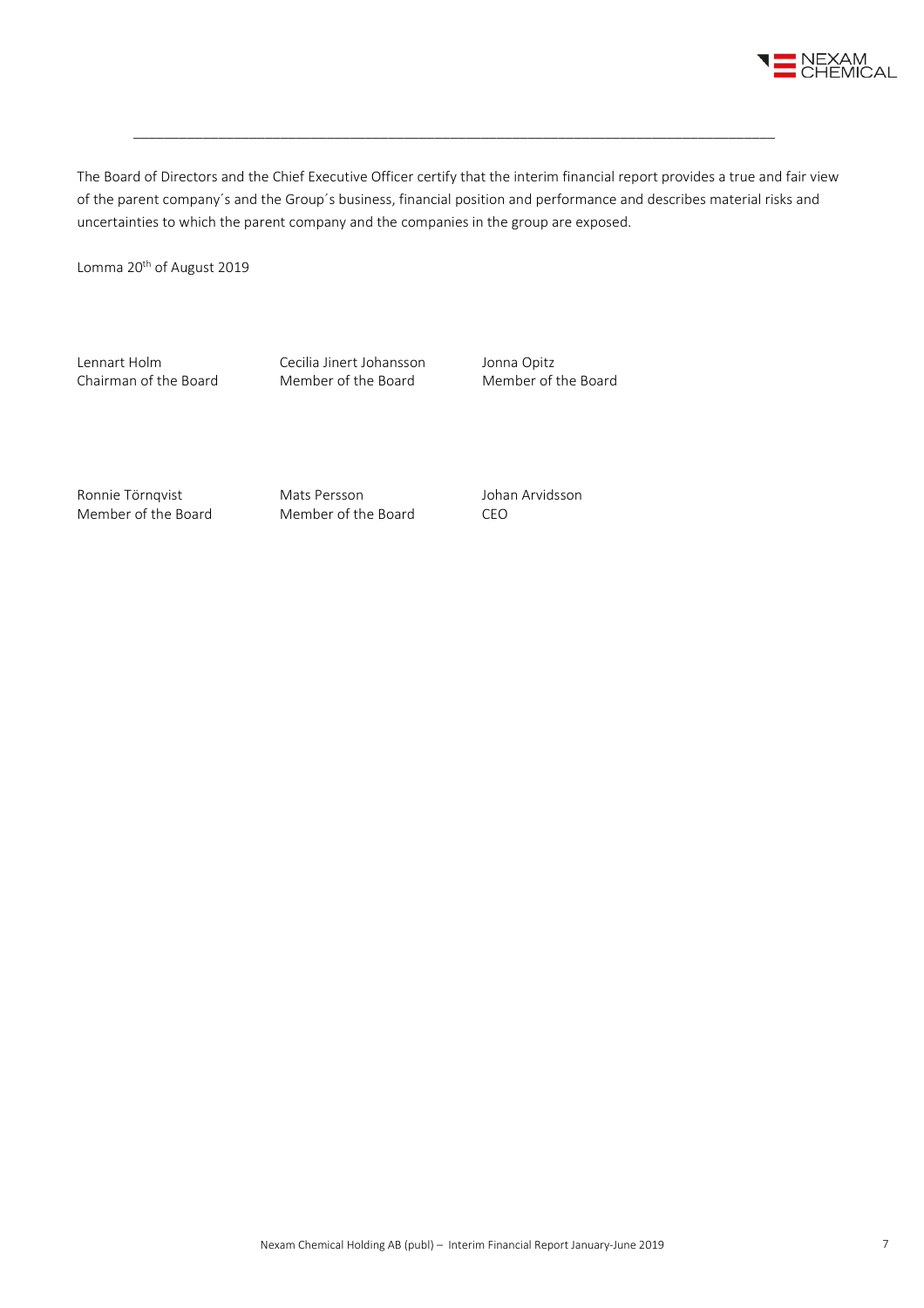The Board of Directors and the Chief Executive Officer certify that the interim financial report provides a true and fair view of the parent company´s and the Group´s business, financial position and performance and describes material risks and uncertainties to which the parent company and the companies in the group are exposed.

Lomma 20th of August 2019

| | | |
|---|---|---|
| Lennart Holm<br>Chairman of the Board | Cecilia Jinert Johansson<br>Member of the Board | Jonna Opitz<br>Member of the Board |
| Ronnie Törnqvist<br>Member of the Board | Mats Persson<br>Member of the Board | Johan Arvidsson<br>CEO |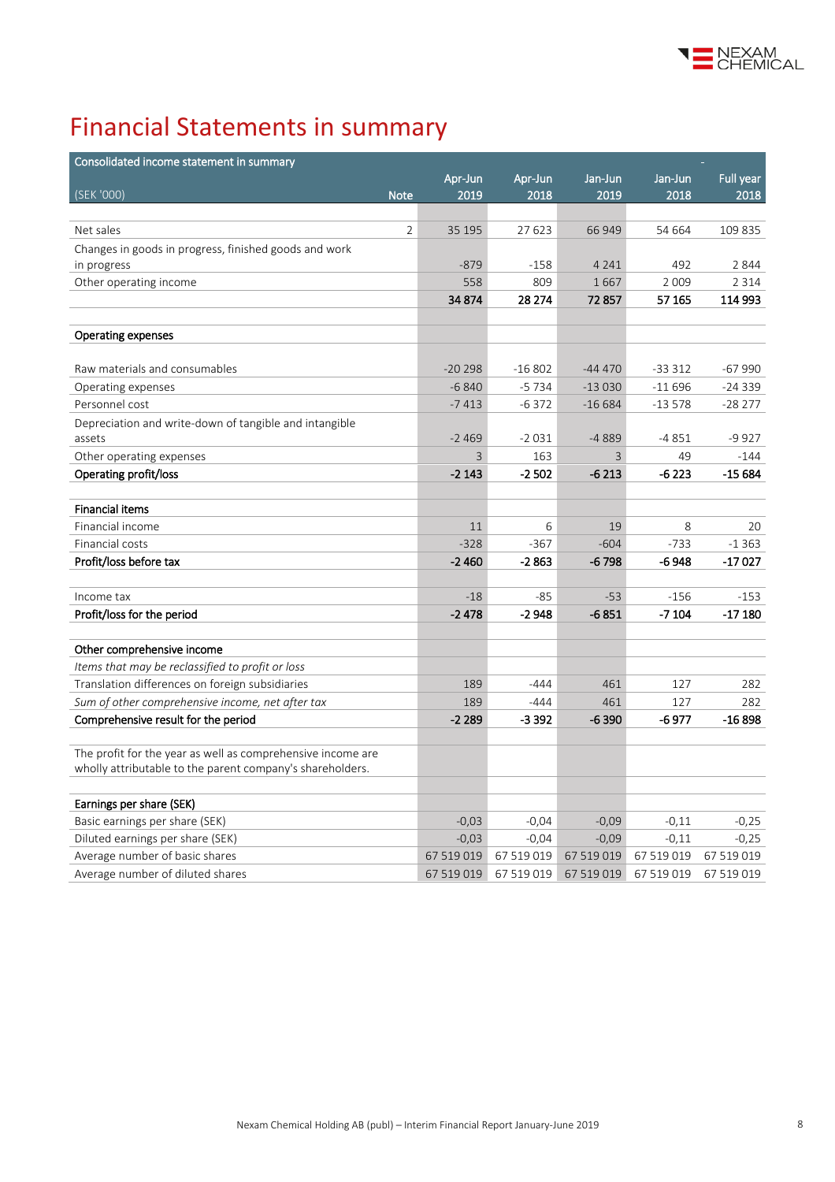# Financial Statements in summary

| Consolidated income statement in summary | | | | | | |
|---|---|---|---|---|---|---|
| (SEK '000) | Note | Apr-Jun 2019 | Apr-Jun 2018 | Jan-Jun 2019 | Jan-Jun 2018 | Full year 2018 |
| Net sales | 2 | 35 195 | 27 623 | 66 949 | 54 664 | 109 835 |
| Changes in goods in progress, finished goods and work in progress | | -879 | -158 | 4 241 | 492 | 2 844 |
| Other operating income | | 558 | 809 | 1 667 | 2 009 | 2 314 |
| | | **34 874** | **28 274** | **72 857** | **57 165** | **114 993** |
| **Operating expenses** | | | | | | |
| Raw materials and consumables | | -20 298 | -16 802 | -44 470 | -33 312 | -67 990 |
| Operating expenses | | -6 840 | -5 734 | -13 030 | -11 696 | -24 339 |
| Personnel cost | | -7 413 | -6 372 | -16 684 | -13 578 | -28 277 |
| Depreciation and write-down of tangible and intangible assets | | -2 469 | -2 031 | -4 889 | -4 851 | -9 927 |
| Other operating expenses | | 3 | 163 | 3 | 49 | -144 |
| **Operating profit/loss** | | **-2 143** | **-2 502** | **-6 213** | **-6 223** | **-15 684** |
| **Financial items** | | | | | | |
| Financial income | | 11 | 6 | 19 | 8 | 20 |
| Financial costs | | -328 | -367 | -604 | -733 | -1 363 |
| **Profit/loss before tax** | | **-2 460** | **-2 863** | **-6 798** | **-6 948** | **-17 027** |
| Income tax | | -18 | -85 | -53 | -156 | -153 |
| **Profit/loss for the period** | | **-2 478** | **-2 948** | **-6 851** | **-7 104** | **-17 180** |
| **Other comprehensive income** | | | | | | |
| *Items that may be reclassified to profit or loss* | | | | | | |
| Translation differences on foreign subsidiaries | | 189 | -444 | 461 | 127 | 282 |
| *Sum of other comprehensive income, net after tax* | | 189 | -444 | 461 | 127 | 282 |
| **Comprehensive result for the period** | | **-2 289** | **-3 392** | **-6 390** | **-6 977** | **-16 898** |
| The profit for the year as well as comprehensive income are wholly attributable to the parent company's shareholders. | | | | | | |
| **Earnings per share (SEK)** | | | | | | |
| Basic earnings per share (SEK) | | -0,03 | -0,04 | -0,09 | -0,11 | -0,25 |
| Diluted earnings per share (SEK) | | -0,03 | -0,04 | -0,09 | -0,11 | -0,25 |
| Average number of basic shares | | 67 519 019 | 67 519 019 | 67 519 019 | 67 519 019 | 67 519 019 |
| Average number of diluted shares | | 67 519 019 | 67 519 019 | 67 519 019 | 67 519 019 | 67 519 019 |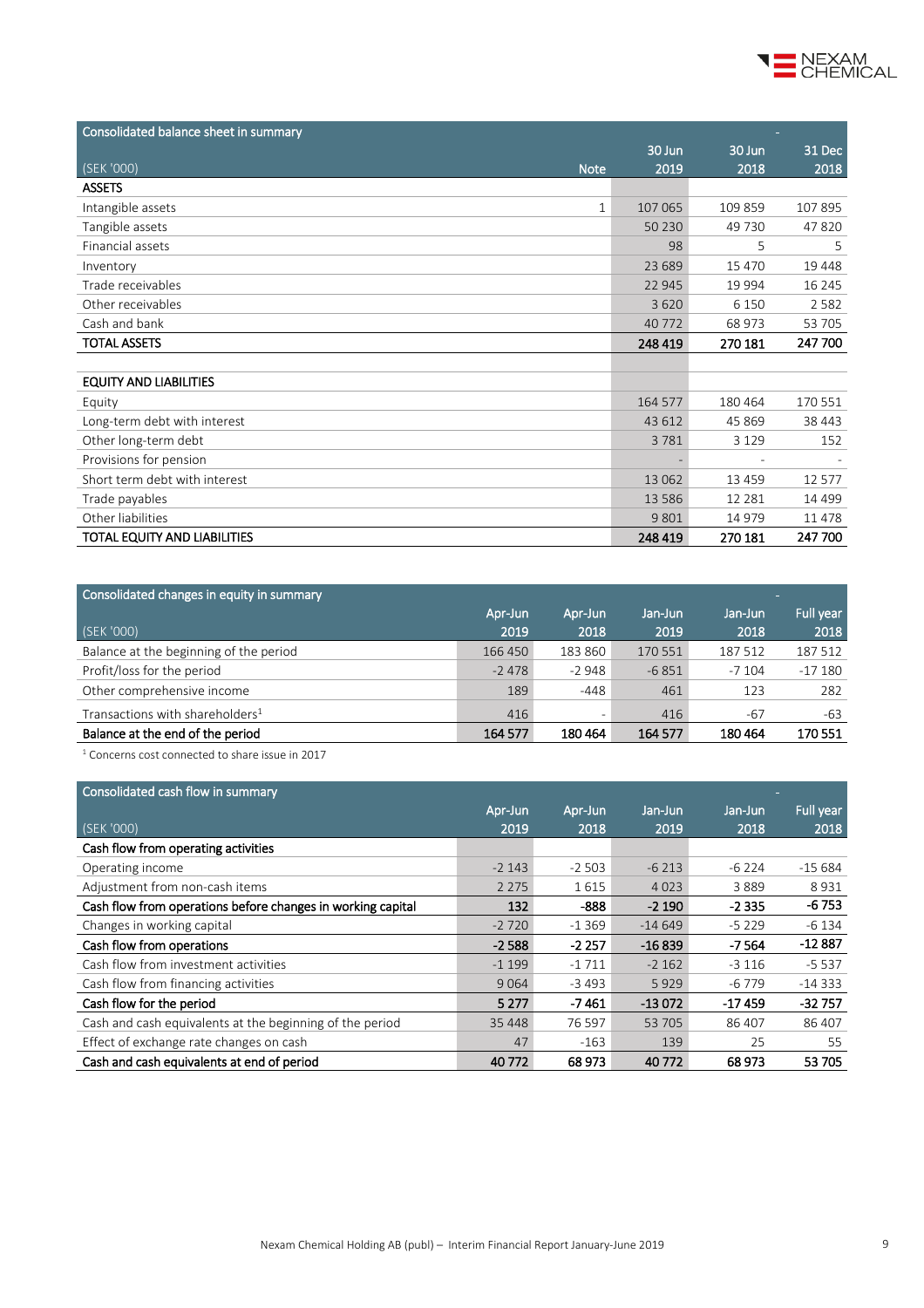| Consolidated balance sheet in summary | | | | |
|---|---|---|---|---|
| (SEK '000) | Note | 30 Jun 2019 | 30 Jun 2018 | 31 Dec 2018 |
| **ASSETS** | | | | |
| Intangible assets | 1 | 107 065 | 109 859 | 107 895 |
| Tangible assets | | 50 230 | 49 730 | 47 820 |
| Financial assets | | 98 | 5 | 5 |
| Inventory | | 23 689 | 15 470 | 19 448 |
| Trade receivables | | 22 945 | 19 994 | 16 245 |
| Other receivables | | 3 620 | 6 150 | 2 582 |
| Cash and bank | | 40 772 | 68 973 | 53 705 |
| **TOTAL ASSETS** | | **248 419** | **270 181** | **247 700** |
| | | | | |
| **EQUITY AND LIABILITIES** | | | | |
| Equity | | 164 577 | 180 464 | 170 551 |
| Long-term debt with interest | | 43 612 | 45 869 | 38 443 |
| Other long-term debt | | 3 781 | 3 129 | 152 |
| Provisions for pension | | - | - | - |
| Short term debt with interest | | 13 062 | 13 459 | 12 577 |
| Trade payables | | 13 586 | 12 281 | 14 499 |
| Other liabilities | | 9 801 | 14 979 | 11 478 |
| **TOTAL EQUITY AND LIABILITIES** | | **248 419** | **270 181** | **247 700** |

| Consolidated changes in equity in summary | | | | | |
|---|---|---|---|---|---|
| (SEK '000) | Apr-Jun 2019 | Apr-Jun 2018 | Jan-Jun 2019 | Jan-Jun 2018 | Full year 2018 |
| Balance at the beginning of the period | 166 450 | 183 860 | 170 551 | 187 512 | 187 512 |
| Profit/loss for the period | -2 478 | -2 948 | -6 851 | -7 104 | -17 180 |
| Other comprehensive income | 189 | -448 | 461 | 123 | 282 |
| Transactions with shareholders[1] | 416 | - | 416 | -67 | -63 |
| **Balance at the end of the period** | **164 577** | **180 464** | **164 577** | **180 464** | **170 551** |

[1] Concerns cost connected to share issue in 2017

| Consolidated cash flow in summary | | | | | |
|---|---|---|---|---|---|
| (SEK '000) | Apr-Jun 2019 | Apr-Jun 2018 | Jan-Jun 2019 | Jan-Jun 2018 | Full year 2018 |
| **Cash flow from operating activities** | | | | | |
| Operating income | -2 143 | -2 503 | -6 213 | -6 224 | -15 684 |
| Adjustment from non-cash items | 2 275 | 1 615 | 4 023 | 3 889 | 8 931 |
| **Cash flow from operations before changes in working capital** | **132** | **-888** | **-2 190** | **-2 335** | **-6 753** |
| Changes in working capital | -2 720 | -1 369 | -14 649 | -5 229 | -6 134 |
| **Cash flow from operations** | **-2 588** | **-2 257** | **-16 839** | **-7 564** | **-12 887** |
| Cash flow from investment activities | -1 199 | -1 711 | -2 162 | -3 116 | -5 537 |
| Cash flow from financing activities | 9 064 | -3 493 | 5 929 | -6 779 | -14 333 |
| **Cash flow for the period** | **5 277** | **-7 461** | **-13 072** | **-17 459** | **-32 757** |
| Cash and cash equivalents at the beginning of the period | 35 448 | 76 597 | 53 705 | 86 407 | 86 407 |
| Effect of exchange rate changes on cash | 47 | -163 | 139 | 25 | 55 |
| **Cash and cash equivalents at end of period** | **40 772** | **68 973** | **40 772** | **68 973** | **53 705** |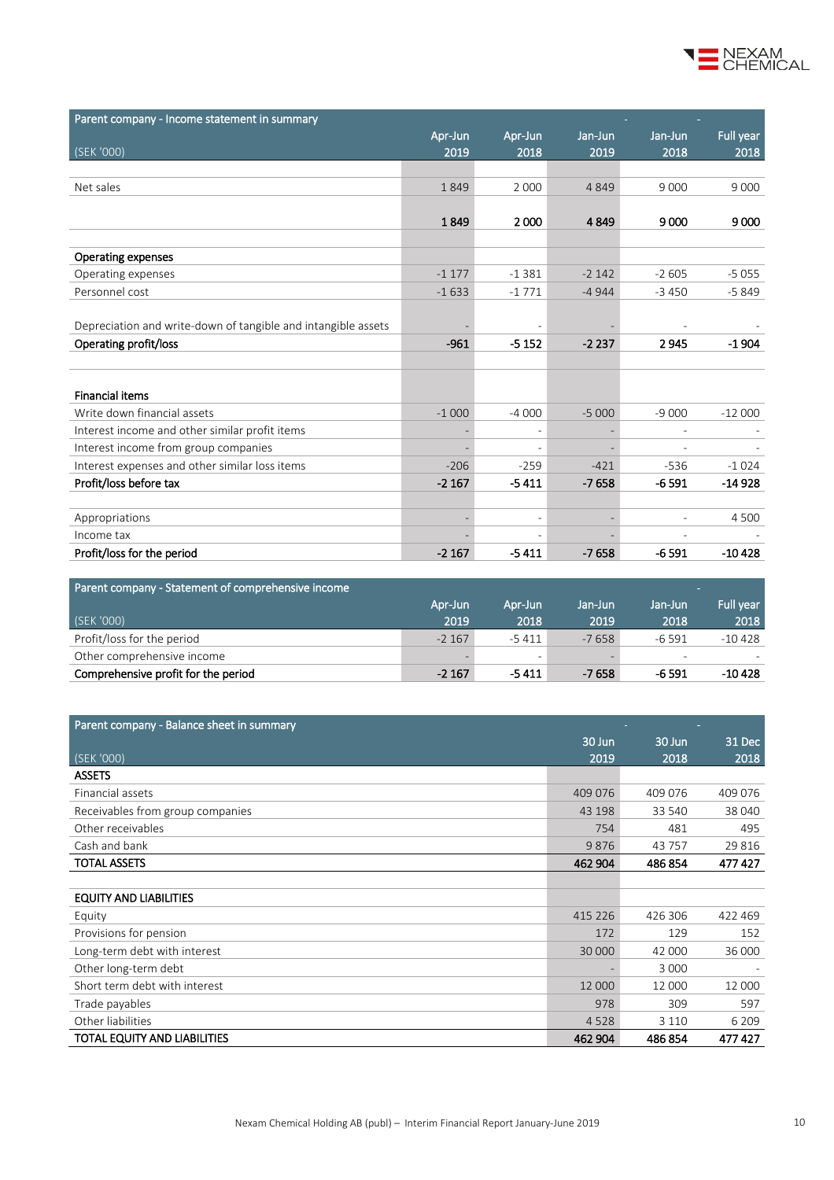| Parent company - Income statement in summary | | | | | |
|---|---|---|---|---|---|
| (SEK '000) | Apr-Jun 2019 | Apr-Jun 2018 | Jan-Jun 2019 | Jan-Jun 2018 | Full year 2018 |
| Net sales | 1 849 | 2 000 | 4 849 | 9 000 | 9 000 |
| | **1 849** | **2 000** | **4 849** | **9 000** | **9 000** |
| **Operating expenses** | | | | | |
| Operating expenses | -1 177 | -1 381 | -2 142 | -2 605 | -5 055 |
| Personnel cost | -1 633 | -1 771 | -4 944 | -3 450 | -5 849 |
| Depreciation and write-down of tangible and intangible assets | - | - | - | - | - |
| **Operating profit/loss** | **-961** | **-5 152** | **-2 237** | **2 945** | **-1 904** |
| **Financial items** | | | | | |
| Write down financial assets | -1 000 | -4 000 | -5 000 | -9 000 | -12 000 |
| Interest income and other similar profit items | - | - | - | - | - |
| Interest income from group companies | - | - | - | - | - |
| Interest expenses and other similar loss items | -206 | -259 | -421 | -536 | -1 024 |
| **Profit/loss before tax** | **-2 167** | **-5 411** | **-7 658** | **-6 591** | **-14 928** |
| Appropriations | - | - | - | - | 4 500 |
| Income tax | - | - | - | - | - |
| **Profit/loss for the period** | **-2 167** | **-5 411** | **-7 658** | **-6 591** | **-10 428** |

| Parent company - Statement of comprehensive income | | | | | |
|---|---|---|---|---|---|
| (SEK '000) | Apr-Jun 2019 | Apr-Jun 2018 | Jan-Jun 2019 | Jan-Jun 2018 | Full year 2018 |
| Profit/loss for the period | -2 167 | -5 411 | -7 658 | -6 591 | -10 428 |
| Other comprehensive income | - | - | - | - | - |
| **Comprehensive profit for the period** | **-2 167** | **-5 411** | **-7 658** | **-6 591** | **-10 428** |

| Parent company - Balance sheet in summary | | | |
|---|---|---|---|
| (SEK '000) | 30 Jun 2019 | 30 Jun 2018 | 31 Dec 2018 |
| **ASSETS** | | | |
| Financial assets | 409 076 | 409 076 | 409 076 |
| Receivables from group companies | 43 198 | 33 540 | 38 040 |
| Other receivables | 754 | 481 | 495 |
| Cash and bank | 9 876 | 43 757 | 29 816 |
| **TOTAL ASSETS** | **462 904** | **486 854** | **477 427** |
| **EQUITY AND LIABILITIES** | | | |
| Equity | 415 226 | 426 306 | 422 469 |
| Provisions for pension | 172 | 129 | 152 |
| Long-term debt with interest | 30 000 | 42 000 | 36 000 |
| Other long-term debt | - | 3 000 | - |
| Short term debt with interest | 12 000 | 12 000 | 12 000 |
| Trade payables | 978 | 309 | 597 |
| Other liabilities | 4 528 | 3 110 | 6 209 |
| **TOTAL EQUITY AND LIABILITIES** | **462 904** | **486 854** | **477 427** |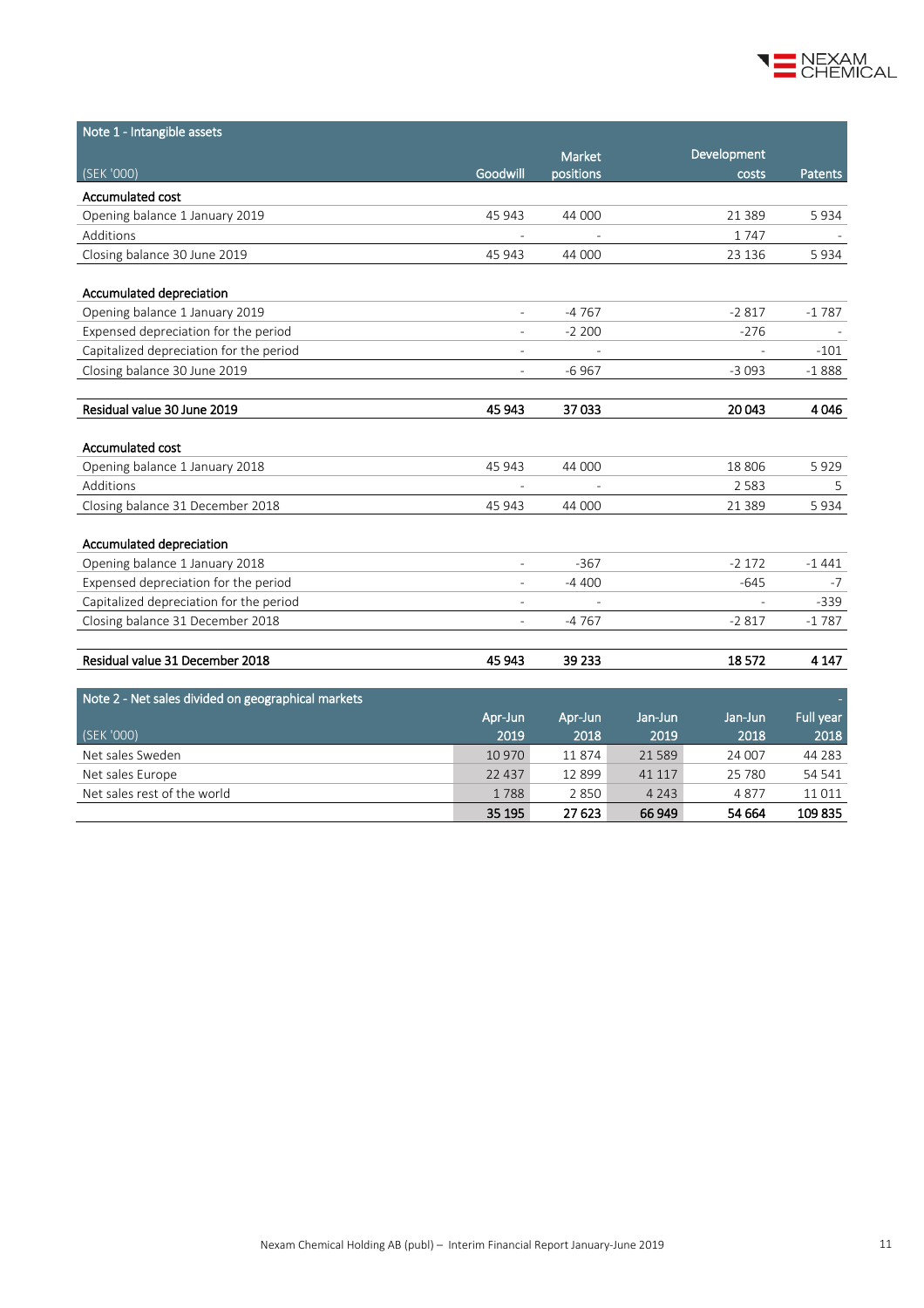## Note 1 - Intangible assets

| (SEK '000) | Goodwill | Market positions | Development costs | Patents |
|---|---|---|---|---|
| **Accumulated cost** | | | | |
| Opening balance 1 January 2019 | 45 943 | 44 000 | 21 389 | 5 934 |
| Additions | - | - | 1 747 | - |
| Closing balance 30 June 2019 | 45 943 | 44 000 | 23 136 | 5 934 |
| | | | | |
| **Accumulated depreciation** | | | | |
| Opening balance 1 January 2019 | - | -4 767 | -2 817 | -1 787 |
| Expensed depreciation for the period | - | -2 200 | -276 | - |
| Capitalized depreciation for the period | - | - | - | -101 |
| Closing balance 30 June 2019 | - | -6 967 | -3 093 | -1 888 |
| | | | | |
| **Residual value 30 June 2019** | **45 943** | **37 033** | **20 043** | **4 046** |
| | | | | |
| **Accumulated cost** | | | | |
| Opening balance 1 January 2018 | 45 943 | 44 000 | 18 806 | 5 929 |
| Additions | - | - | 2 583 | 5 |
| Closing balance 31 December 2018 | 45 943 | 44 000 | 21 389 | 5 934 |
| | | | | |
| **Accumulated depreciation** | | | | |
| Opening balance 1 January 2018 | - | -367 | -2 172 | -1 441 |
| Expensed depreciation for the period | - | -4 400 | -645 | -7 |
| Capitalized depreciation for the period | - | - | - | -339 |
| Closing balance 31 December 2018 | - | -4 767 | -2 817 | -1 787 |
| | | | | |
| **Residual value 31 December 2018** | **45 943** | **39 233** | **18 572** | **4 147** |

## Note 2 - Net sales divided on geographical markets

| (SEK '000) | Apr-Jun 2019 | Apr-Jun 2018 | Jan-Jun 2019 | Jan-Jun 2018 | Full year 2018 |
|---|---|---|---|---|---|
| Net sales Sweden | 10 970 | 11 874 | 21 589 | 24 007 | 44 283 |
| Net sales Europe | 22 437 | 12 899 | 41 117 | 25 780 | 54 541 |
| Net sales rest of the world | 1 788 | 2 850 | 4 243 | 4 877 | 11 011 |
| | **35 195** | **27 623** | **66 949** | **54 664** | **109 835** |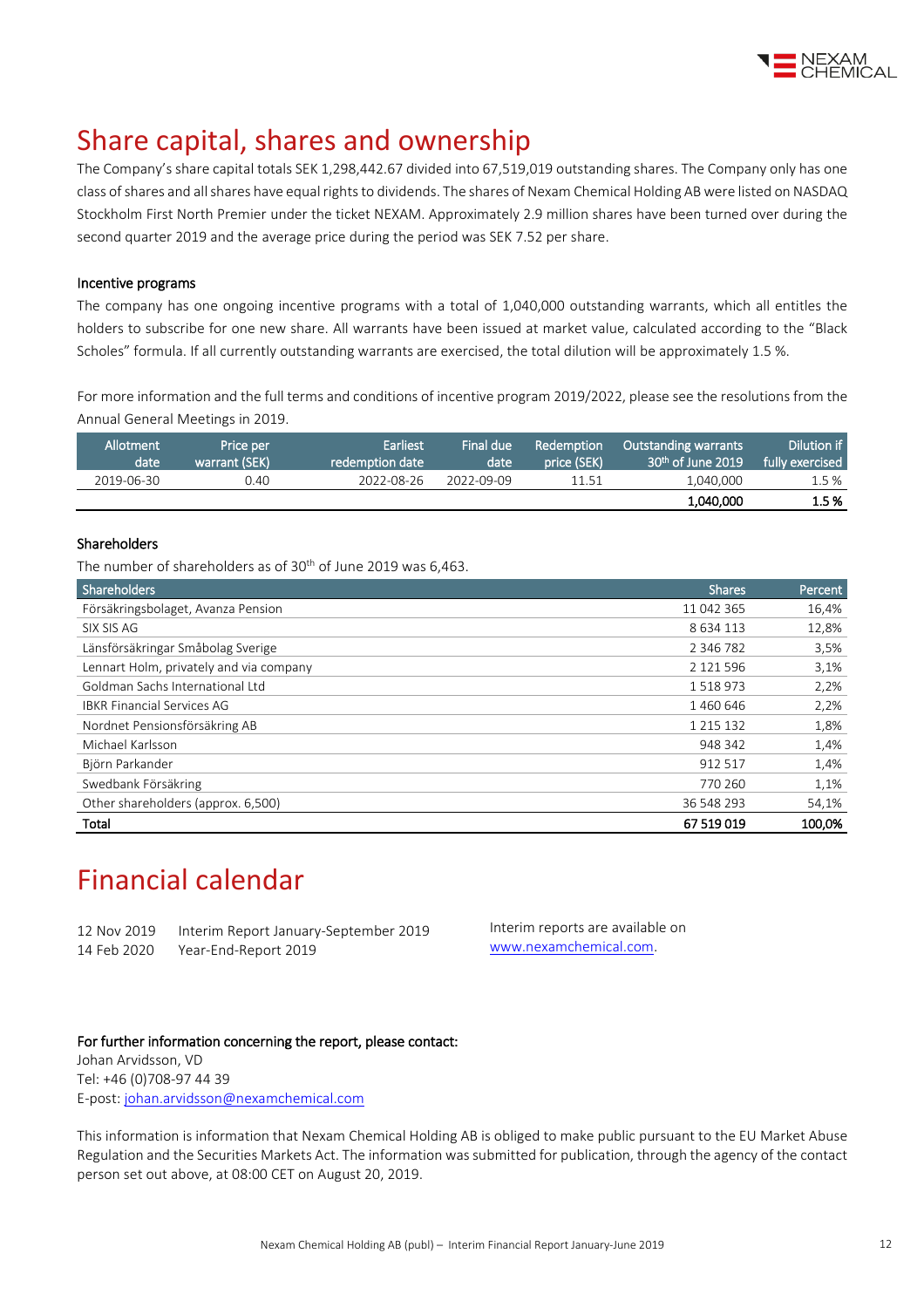# Share capital, shares and ownership

The Company's share capital totals SEK 1,298,442.67 divided into 67,519,019 outstanding shares. The Company only has one class of shares and all shares have equal rights to dividends. The shares of Nexam Chemical Holding AB were listed on NASDAQ Stockholm First North Premier under the ticket NEXAM. Approximately 2.9 million shares have been turned over during the second quarter 2019 and the average price during the period was SEK 7.52 per share.

### Incentive programs

The company has one ongoing incentive programs with a total of 1,040,000 outstanding warrants, which all entitles the holders to subscribe for one new share. All warrants have been issued at market value, calculated according to the "Black Scholes" formula. If all currently outstanding warrants are exercised, the total dilution will be approximately 1.5 %.

For more information and the full terms and conditions of incentive program 2019/2022, please see the resolutions from the Annual General Meetings in 2019.

| Allotment date | Price per warrant (SEK) | Earliest redemption date | Final due date | Redemption price (SEK) | Outstanding warrants 30th of June 2019 | Dilution if fully exercised |
|---|---|---|---|---|---|---|
| 2019-06-30 | 0.40 | 2022-08-26 | 2022-09-09 | 11.51 | 1,040,000 | 1.5 % |
| | | | | | **1,040,000** | **1.5 %** |

### Shareholders

The number of shareholders as of 30th of June 2019 was 6,463.

| Shareholders | Shares | Percent |
|---|---|---|
| Försäkringsbolaget, Avanza Pension | 11 042 365 | 16,4% |
| SIX SIS AG | 8 634 113 | 12,8% |
| Länsförsäkringar Småbolag Sverige | 2 346 782 | 3,5% |
| Lennart Holm, privately and via company | 2 121 596 | 3,1% |
| Goldman Sachs International Ltd | 1 518 973 | 2,2% |
| IBKR Financial Services AG | 1 460 646 | 2,2% |
| Nordnet Pensionsförsäkring AB | 1 215 132 | 1,8% |
| Michael Karlsson | 948 342 | 1,4% |
| Björn Parkander | 912 517 | 1,4% |
| Swedbank Försäkring | 770 260 | 1,1% |
| Other shareholders (approx. 6,500) | 36 548 293 | 54,1% |
| **Total** | **67 519 019** | **100,0%** |

# Financial calendar

12 Nov 2019 Interim Report January-September 2019
14 Feb 2020 Year-End-Report 2019

Interim reports are available on www.nexamchemical.com.

**For further information concerning the report, please contact:**
Johan Arvidsson, VD
Tel: +46 (0)708-97 44 39
E-post: johan.arvidsson@nexamchemical.com

This information is information that Nexam Chemical Holding AB is obliged to make public pursuant to the EU Market Abuse Regulation and the Securities Markets Act. The information was submitted for publication, through the agency of the contact person set out above, at 08:00 CET on August 20, 2019.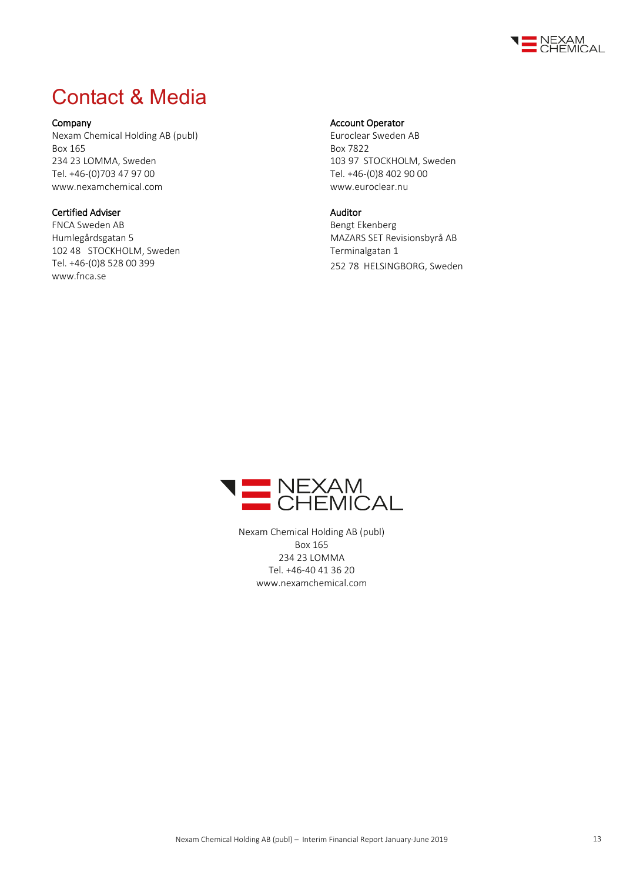# Contact & Media

**Company**
Nexam Chemical Holding AB (publ)
Box 165
234 23 LOMMA, Sweden
Tel. +46-(0)703 47 97 00
www.nexamchemical.com

**Certified Adviser**
FNCA Sweden AB
Humlegårdsgatan 5
102 48 STOCKHOLM, Sweden
Tel. +46-(0)8 528 00 399
www.fnca.se

**Account Operator**
Euroclear Sweden AB
Box 7822
103 97 STOCKHOLM, Sweden
Tel. +46-(0)8 402 90 00
www.euroclear.nu

**Auditor**
Bengt Ekenberg
MAZARS SET Revisionsbyrå AB
Terminalgatan 1
252 78 HELSINGBORG, Sweden

NEXAM CHEMICAL

Nexam Chemical Holding AB (publ)
Box 165
234 23 LOMMA
Tel. +46-40 41 36 20
www.nexamchemical.com